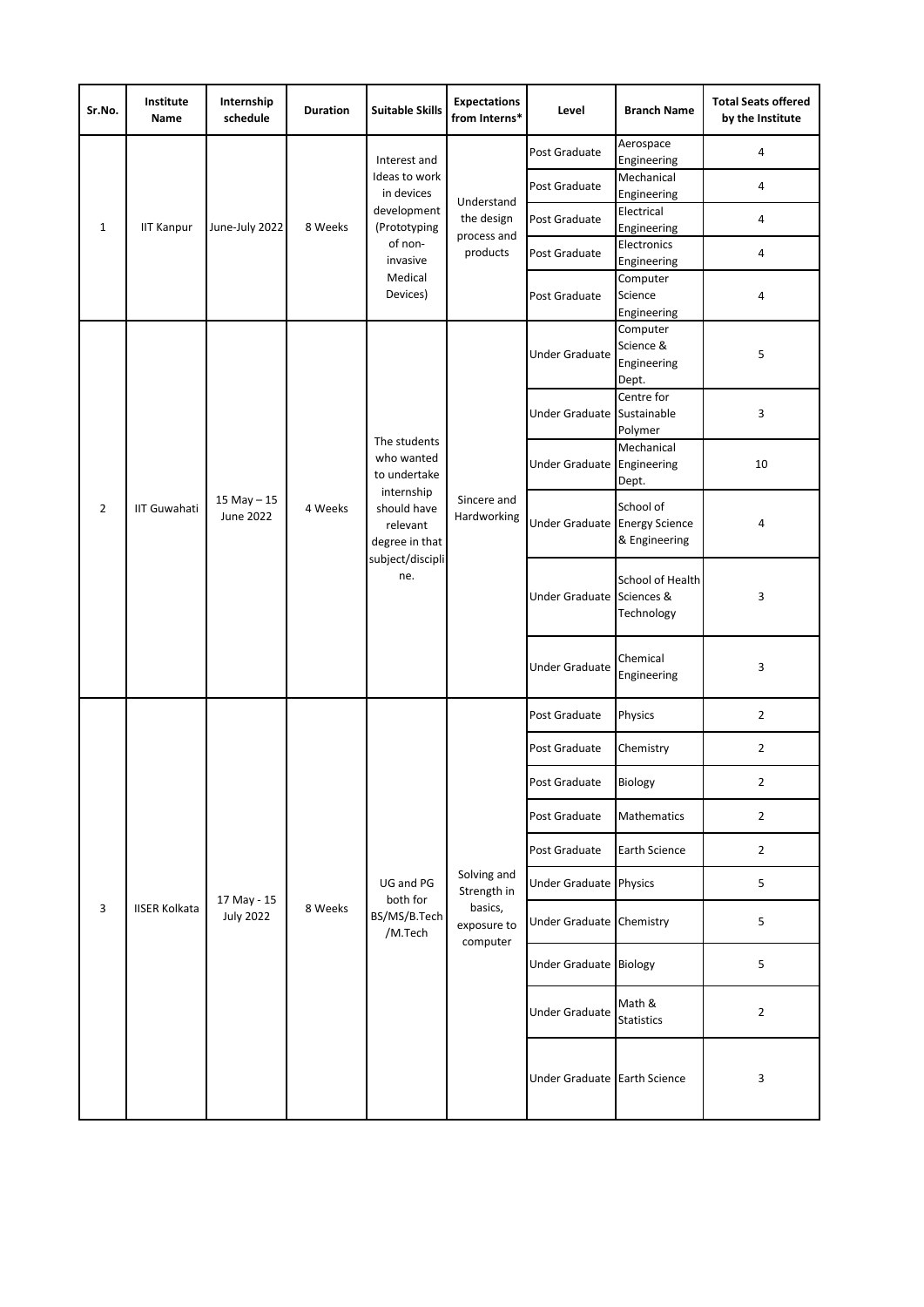| Sr.No. | Institute Name | Internship schedule | Duration | Suitable Skills | Expectations from Interns* | Level | Branch Name | Total Seats offered by the Institute |
|---|---|---|---|---|---|---|---|---|
| 1 | IIT Kanpur | June-July 2022 | 8 Weeks | Interest and Ideas to work in devices development (Prototyping of non-invasive Medical Devices) | Understand the design process and products | Post Graduate | Aerospace Engineering | 4 |
| | | | | | | Post Graduate | Mechanical Engineering | 4 |
| | | | | | | Post Graduate | Electrical Engineering | 4 |
| | | | | | | Post Graduate | Electronics Engineering | 4 |
| | | | | | | Post Graduate | Computer Science Engineering | 4 |
| 2 | IIT Guwahati | 15 May – 15 June 2022 | 4 Weeks | The students who wanted to undertake internship should have relevant degree in that subject/discipline. | Sincere and Hardworking | Under Graduate | Computer Science & Engineering Dept. | 5 |
| | | | | | | Under Graduate | Centre for Sustainable Polymer | 3 |
| | | | | | | Under Graduate | Mechanical Engineering Dept. | 10 |
| | | | | | | Under Graduate | School of Energy Science & Engineering | 4 |
| | | | | | | Under Graduate | School of Health Sciences & Technology | 3 |
| | | | | | | Under Graduate | Chemical Engineering | 3 |
| 3 | IISER Kolkata | 17 May - 15 July 2022 | 8 Weeks | UG and PG both for BS/MS/B.Tech /M.Tech | Solving and Strength in basics, exposure to computer | Post Graduate | Physics | 2 |
| | | | | | | Post Graduate | Chemistry | 2 |
| | | | | | | Post Graduate | Biology | 2 |
| | | | | | | Post Graduate | Mathematics | 2 |
| | | | | | | Post Graduate | Earth Science | 2 |
| | | | | | | Under Graduate | Physics | 5 |
| | | | | | | Under Graduate | Chemistry | 5 |
| | | | | | | Under Graduate | Biology | 5 |
| | | | | | | Under Graduate | Math & Statistics | 2 |
| | | | | | | Under Graduate | Earth Science | 3 |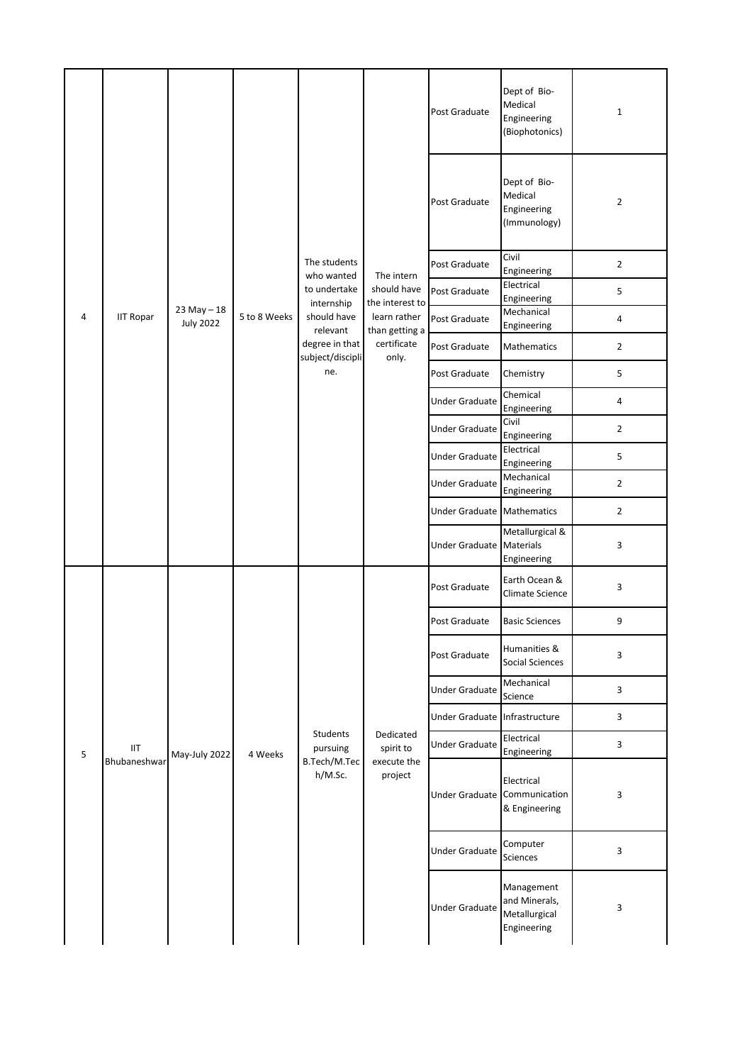| | | | | | | | | |
|---|---|---|---|---|---|---|---|---|
| 4 | IIT Ropar | 23 May – 18 July 2022 | 5 to 8 Weeks | The students who wanted to undertake internship should have relevant degree in that subject/discipline. | The intern should have the interest to learn rather than getting a certificate only. | Post Graduate | Dept of Bio-Medical Engineering (Biophotonics) | 1 |
| | | | | | | Post Graduate | Dept of Bio-Medical Engineering (Immunology) | 2 |
| | | | | | | Post Graduate | Civil Engineering | 2 |
| | | | | | | Post Graduate | Electrical Engineering | 5 |
| | | | | | | Post Graduate | Mechanical Engineering | 4 |
| | | | | | | Post Graduate | Mathematics | 2 |
| | | | | | | Post Graduate | Chemistry | 5 |
| | | | | | | Under Graduate | Chemical Engineering | 4 |
| | | | | | | Under Graduate | Civil Engineering | 2 |
| | | | | | | Under Graduate | Electrical Engineering | 5 |
| | | | | | | Under Graduate | Mechanical Engineering | 2 |
| | | | | | | Under Graduate | Mathematics | 2 |
| | | | | | | Under Graduate | Metallurgical & Materials Engineering | 3 |
| 5 | IIT Bhubaneshwar | May-July 2022 | 4 Weeks | Students pursuing B.Tech/M.Tech/M.Sc. | Dedicated spirit to execute the project | Post Graduate | Earth Ocean & Climate Science | 3 |
| | | | | | | Post Graduate | Basic Sciences | 9 |
| | | | | | | Post Graduate | Humanities & Social Sciences | 3 |
| | | | | | | Under Graduate | Mechanical Science | 3 |
| | | | | | | Under Graduate | Infrastructure | 3 |
| | | | | | | Under Graduate | Electrical Engineering | 3 |
| | | | | | | Under Graduate | Electrical Communication & Engineering | 3 |
| | | | | | | Under Graduate | Computer Sciences | 3 |
| | | | | | | Under Graduate | Management and Minerals, Metallurgical Engineering | 3 |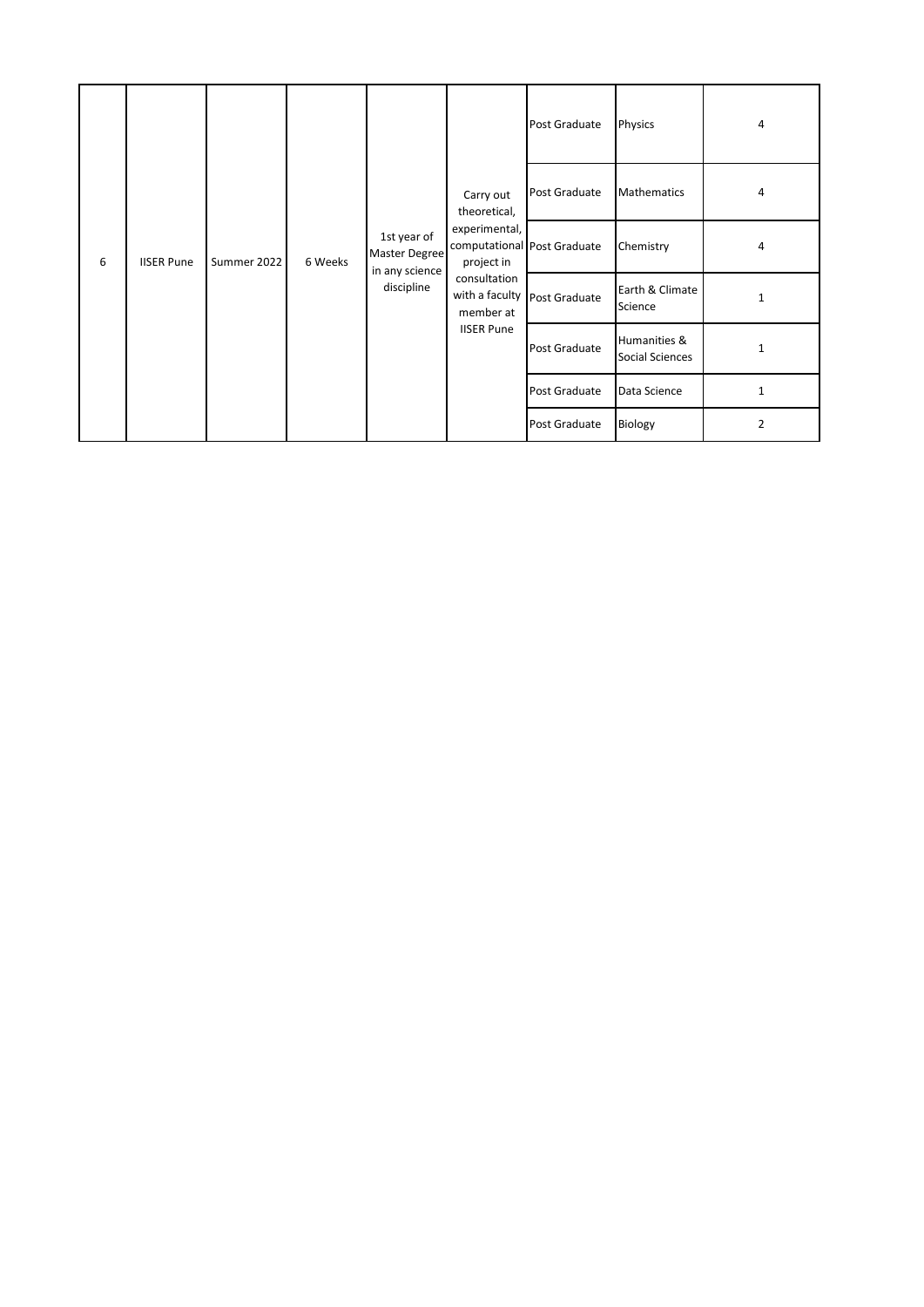| | | | | | | | | |
|---|---|---|---|---|---|---|---|---|
| 6 | IISER Pune | Summer 2022 | 6 Weeks | 1st year of Master Degree in any science discipline | Carry out theoretical, experimental, computational project in consultation with a faculty member at IISER Pune | Post Graduate | Physics | 4 |
| | | | | | | Post Graduate | Mathematics | 4 |
| | | | | | | Post Graduate | Chemistry | 4 |
| | | | | | | Post Graduate | Earth & Climate Science | 1 |
| | | | | | | Post Graduate | Humanities & Social Sciences | 1 |
| | | | | | | Post Graduate | Data Science | 1 |
| | | | | | | Post Graduate | Biology | 2 |